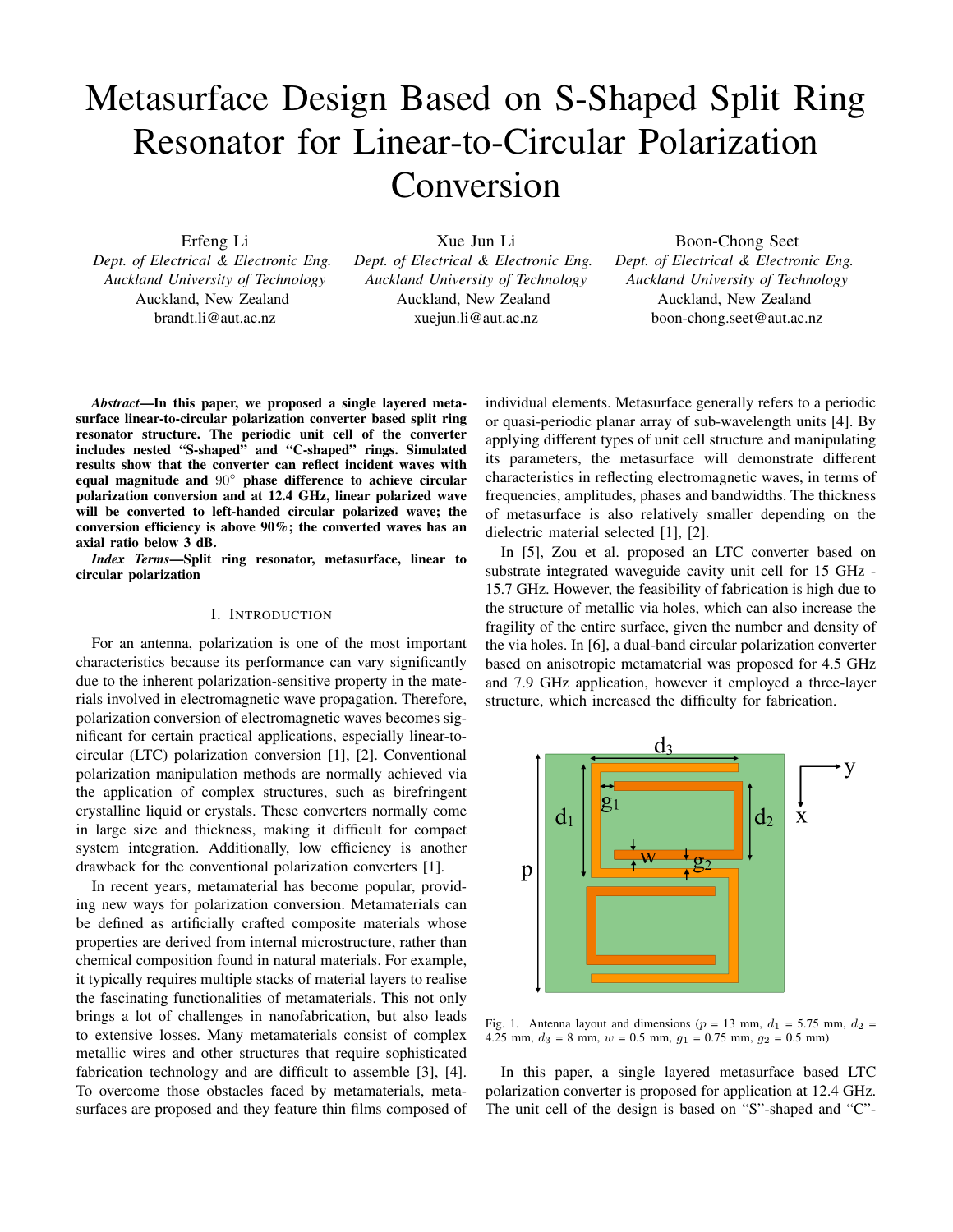# Metasurface Design Based on S-Shaped Split Ring Resonator for Linear-to-Circular Polarization Conversion

Erfeng Li
*Dept. of Electrical & Electronic Eng.*
*Auckland University of Technology*
Auckland, New Zealand
brandt.li@aut.ac.nz

Xue Jun Li
*Dept. of Electrical & Electronic Eng.*
*Auckland University of Technology*
Auckland, New Zealand
xuejun.li@aut.ac.nz

Boon-Chong Seet
*Dept. of Electrical & Electronic Eng.*
*Auckland University of Technology*
Auckland, New Zealand
boon-chong.seet@aut.ac.nz

***Abstract*—In this paper, we proposed a single layered metasurface linear-to-circular polarization converter based split ring resonator structure. The periodic unit cell of the converter includes nested "S-shaped" and "C-shaped" rings. Simulated results show that the converter can reflect incident waves with equal magnitude and $90°$ phase difference to achieve circular polarization conversion and at 12.4 GHz, linear polarized wave will be converted to left-handed circular polarized wave; the conversion efficiency is above 90%; the converted waves has an axial ratio below 3 dB.**

***Index Terms*—Split ring resonator, metasurface, linear to circular polarization**

## I. Introduction

For an antenna, polarization is one of the most important characteristics because its performance can vary significantly due to the inherent polarization-sensitive property in the materials involved in electromagnetic wave propagation. Therefore, polarization conversion of electromagnetic waves becomes significant for certain practical applications, especially linear-to-circular (LTC) polarization conversion [1], [2]. Conventional polarization manipulation methods are normally achieved via the application of complex structures, such as birefringent crystalline liquid or crystals. These converters normally come in large size and thickness, making it difficult for compact system integration. Additionally, low efficiency is another drawback for the conventional polarization converters [1].

In recent years, metamaterial has become popular, providing new ways for polarization conversion. Metamaterials can be defined as artificially crafted composite materials whose properties are derived from internal microstructure, rather than chemical composition found in natural materials. For example, it typically requires multiple stacks of material layers to realise the fascinating functionalities of metamaterials. This not only brings a lot of challenges in nanofabrication, but also leads to extensive losses. Many metamaterials consist of complex metallic wires and other structures that require sophisticated fabrication technology and are difficult to assemble [3], [4]. To overcome those obstacles faced by metamaterials, metasurfaces are proposed and they feature thin films composed of individual elements. Metasurface generally refers to a periodic or quasi-periodic planar array of sub-wavelength units [4]. By applying different types of unit cell structure and manipulating its parameters, the metasurface will demonstrate different characteristics in reflecting electromagnetic waves, in terms of frequencies, amplitudes, phases and bandwidths. The thickness of metasurface is also relatively smaller depending on the dielectric material selected [1], [2].

In [5], Zou et al. proposed an LTC converter based on substrate integrated waveguide cavity unit cell for 15 GHz - 15.7 GHz. However, the feasibility of fabrication is high due to the structure of metallic via holes, which can also increase the fragility of the entire surface, given the number and density of the via holes. In [6], a dual-band circular polarization converter based on anisotropic metamaterial was proposed for 4.5 GHz and 7.9 GHz application, however it employed a three-layer structure, which increased the difficulty for fabrication.

Fig. 1. Antenna layout and dimensions ($p$ = 13 mm, $d_1$ = 5.75 mm, $d_2$ = 4.25 mm, $d_3$ = 8 mm, $w$ = 0.5 mm, $g_1$ = 0.75 mm, $g_2$ = 0.5 mm)

In this paper, a single layered metasurface based LTC polarization converter is proposed for application at 12.4 GHz. The unit cell of the design is based on "S"-shaped and "C"-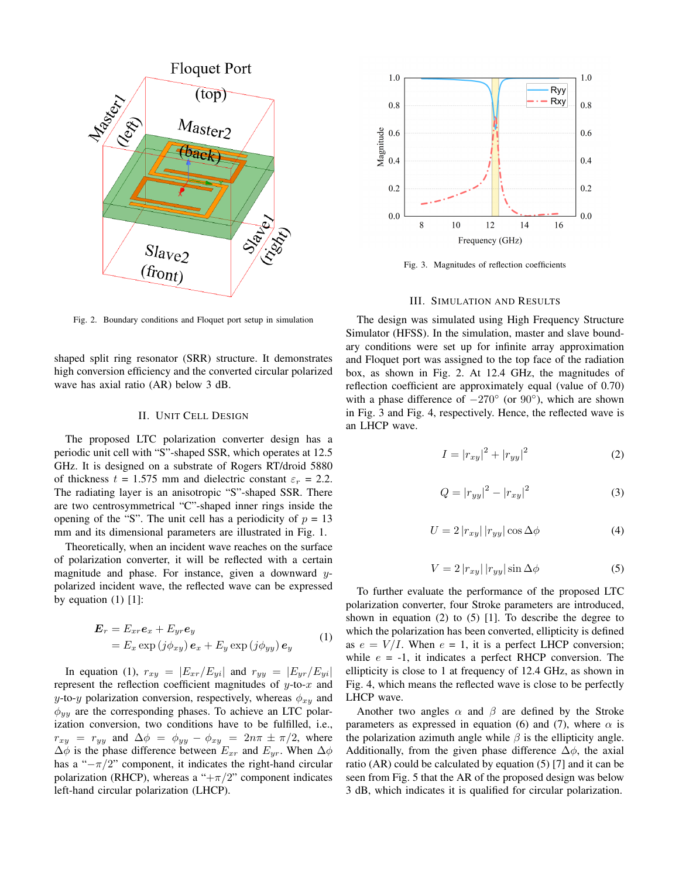Fig. 2. Boundary conditions and Floquet port setup in simulation

shaped split ring resonator (SRR) structure. It demonstrates high conversion efficiency and the converted circular polarized wave has axial ratio (AR) below 3 dB.

## II. Unit Cell Design

The proposed LTC polarization converter design has a periodic unit cell with "S"-shaped SSR, which operates at 12.5 GHz. It is designed on a substrate of Rogers RT/droid 5880 of thickness $t$ = 1.575 mm and dielectric constant $\varepsilon_r$ = 2.2. The radiating layer is an anisotropic "S"-shaped SSR. There are two centrosymmetrical "C"-shaped inner rings inside the opening of the "S". The unit cell has a periodicity of $p$ = 13 mm and its dimensional parameters are illustrated in Fig. 1.

Theoretically, when an incident wave reaches on the surface of polarization converter, it will be reflected with a certain magnitude and phase. For instance, given a downward $y$-polarized incident wave, the reflected wave can be expressed by equation (1) [1]:

$$\begin{aligned} \boldsymbol{E}_r &= E_{xr}\boldsymbol{e}_x + E_{yr}\boldsymbol{e}_y \\ &= E_x \exp\left(j\phi_{xy}\right)\boldsymbol{e}_x + E_y \exp\left(j\phi_{yy}\right)\boldsymbol{e}_y \end{aligned} \tag{1}$$

In equation (1), $r_{xy} = |E_{xr}/E_{yi}|$ and $r_{yy} = |E_{yr}/E_{yi}|$ represent the reflection coefficient magnitudes of $y$-to-$x$ and $y$-to-$y$ polarization conversion, respectively, whereas $\phi_{xy}$ and $\phi_{yy}$ are the corresponding phases. To achieve an LTC polarization conversion, two conditions have to be fulfilled, i.e., $r_{xy} = r_{yy}$ and $\Delta\phi = \phi_{yy} - \phi_{xy} = 2n\pi \pm \pi/2$, where $\Delta\phi$ is the phase difference between $E_{xr}$ and $E_{yr}$. When $\Delta\phi$ has a "$-\pi/2$" component, it indicates the right-hand circular polarization (RHCP), whereas a "$+\pi/2$" component indicates left-hand circular polarization (LHCP).

Fig. 3. Magnitudes of reflection coefficients

## III. Simulation and Results

The design was simulated using High Frequency Structure Simulator (HFSS). In the simulation, master and slave boundary conditions were set up for infinite array approximation and Floquet port was assigned to the top face of the radiation box, as shown in Fig. 2. At 12.4 GHz, the magnitudes of reflection coefficient are approximately equal (value of 0.70) with a phase difference of $-270°$ (or $90°$), which are shown in Fig. 3 and Fig. 4, respectively. Hence, the reflected wave is an LHCP wave.

$$I = |r_{xy}|^2 + |r_{yy}|^2 \tag{2}$$

$$Q = |r_{yy}|^2 - |r_{xy}|^2 \tag{3}$$

$$U = 2\,|r_{xy}|\,|r_{yy}|\cos\Delta\phi \tag{4}$$

$$V = 2\,|r_{xy}|\,|r_{yy}|\sin\Delta\phi \tag{5}$$

To further evaluate the performance of the proposed LTC polarization converter, four Stroke parameters are introduced, shown in equation (2) to (5) [1]. To describe the degree to which the polarization has been converted, ellipticity is defined as $e = V/I$. When $e$ = 1, it is a perfect LHCP conversion; while $e$ = -1, it indicates a perfect RHCP conversion. The ellipticity is close to 1 at frequency of 12.4 GHz, as shown in Fig. 4, which means the reflected wave is close to be perfectly LHCP wave.

Another two angles $\alpha$ and $\beta$ are defined by the Stroke parameters as expressed in equation (6) and (7), where $\alpha$ is the polarization azimuth angle while $\beta$ is the ellipticity angle. Additionally, from the given phase difference $\Delta\phi$, the axial ratio (AR) could be calculated by equation (5) [7] and it can be seen from Fig. 5 that the AR of the proposed design was below 3 dB, which indicates it is qualified for circular polarization.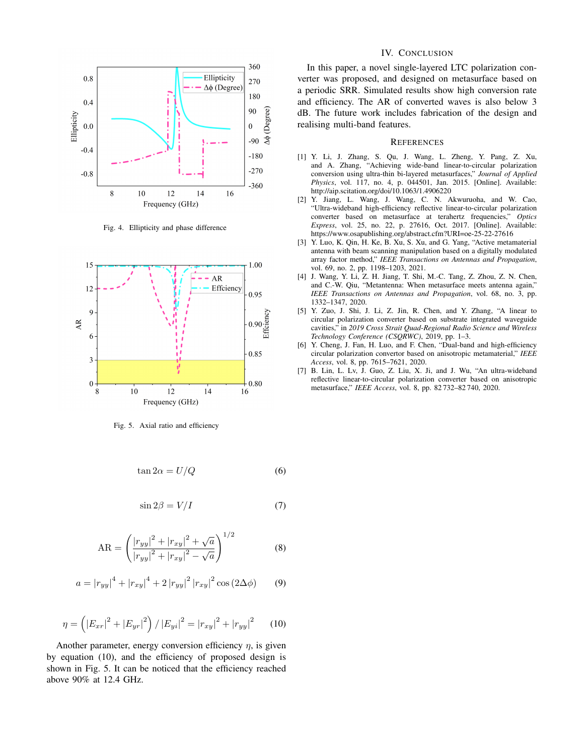Ellipticity

Δϕ (Degree)

0.8

0.4

0.0

-0.4

-0.8

360

270

180

90

0

-90

-180

-270

-360

8

10

12

14

16

Frequency (GHz)

Fig. 4. Ellipticity and phase difference

AR

Effciency

15

12

9

6

3

0

1.00

0.95

0.90

0.85

0.80

8

10

12

14

16

Frequency (GHz)

Fig. 5. Axial ratio and efficiency

$$\tan 2\alpha = U/Q \tag{6}$$

$$\sin 2\beta = V/I \tag{7}$$

$$\mathrm{AR} = \left( \frac{|r_{yy}|^2 + |r_{xy}|^2 + \sqrt{a}}{|r_{yy}|^2 + |r_{xy}|^2 - \sqrt{a}} \right)^{1/2} \tag{8}$$

$$a = |r_{yy}|^4 + |r_{xy}|^4 + 2\,|r_{yy}|^2\,|r_{xy}|^2 \cos\left(2\Delta\phi\right) \tag{9}$$

$$\eta = \left(|E_{xr}|^2 + |E_{yr}|^2\right) / \,|E_{yi}|^2 = |r_{xy}|^2 + |r_{yy}|^2 \tag{10}$$

Another parameter, energy conversion efficiency $\eta$, is given by equation (10), and the efficiency of proposed design is shown in Fig. 5. It can be noticed that the efficiency reached above 90% at 12.4 GHz.

## IV. Conclusion

In this paper, a novel single-layered LTC polarization converter was proposed, and designed on metasurface based on a periodic SRR. Simulated results show high conversion rate and efficiency. The AR of converted waves is also below 3 dB. The future work includes fabrication of the design and realising multi-band features.

## References

[1] Y. Li, J. Zhang, S. Qu, J. Wang, L. Zheng, Y. Pang, Z. Xu, and A. Zhang, "Achieving wide-band linear-to-circular polarization conversion using ultra-thin bi-layered metasurfaces," *Journal of Applied Physics*, vol. 117, no. 4, p. 044501, Jan. 2015. [Online]. Available: http://aip.scitation.org/doi/10.1063/1.4906220

[2] Y. Jiang, L. Wang, J. Wang, C. N. Akwuruoha, and W. Cao, "Ultra-wideband high-efficiency reflective linear-to-circular polarization converter based on metasurface at terahertz frequencies," *Optics Express*, vol. 25, no. 22, p. 27616, Oct. 2017. [Online]. Available: https://www.osapublishing.org/abstract.cfm?URI=oe-25-22-27616

[3] Y. Luo, K. Qin, H. Ke, B. Xu, S. Xu, and G. Yang, "Active metamaterial antenna with beam scanning manipulation based on a digitally modulated array factor method," *IEEE Transactions on Antennas and Propagation*, vol. 69, no. 2, pp. 1198–1203, 2021.

[4] J. Wang, Y. Li, Z. H. Jiang, T. Shi, M.-C. Tang, Z. Zhou, Z. N. Chen, and C.-W. Qiu, "Metantenna: When metasurface meets antenna again," *IEEE Transactions on Antennas and Propagation*, vol. 68, no. 3, pp. 1332–1347, 2020.

[5] Y. Zuo, J. Shi, J. Li, Z. Jin, R. Chen, and Y. Zhang, "A linear to circular polarization converter based on substrate integrated waveguide cavities," in *2019 Cross Strait Quad-Regional Radio Science and Wireless Technology Conference (CSQRWC)*, 2019, pp. 1–3.

[6] Y. Cheng, J. Fan, H. Luo, and F. Chen, "Dual-band and high-efficiency circular polarization convertor based on anisotropic metamaterial," *IEEE Access*, vol. 8, pp. 7615–7621, 2020.

[7] B. Lin, L. Lv, J. Guo, Z. Liu, X. Ji, and J. Wu, "An ultra-wideband reflective linear-to-circular polarization converter based on anisotropic metasurface," *IEEE Access*, vol. 8, pp. 82 732–82 740, 2020.